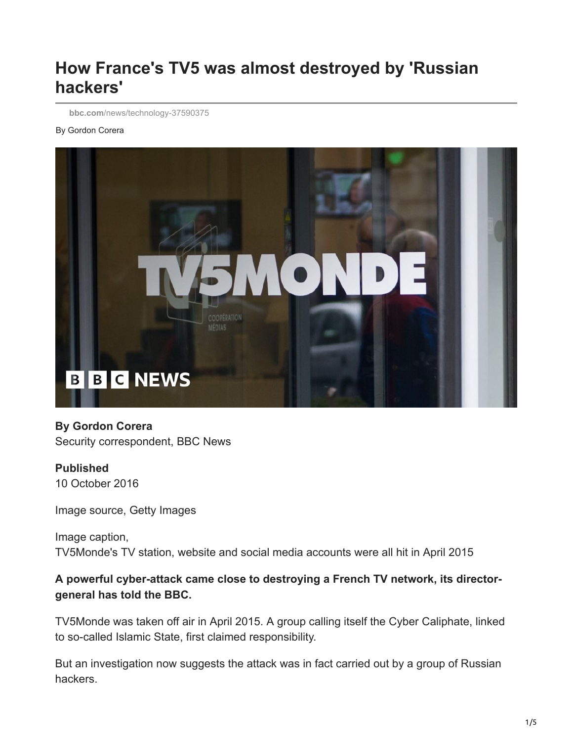# How France's TV5 was almost destroyed by 'Russian hackers'

bbc.com/news/technology-37590375

By Gordon Corera

**By Gordon Corera**
Security correspondent, BBC News

**Published**
10 October 2016

Image source, Getty Images

Image caption,
TV5Monde's TV station, website and social media accounts were all hit in April 2015

**A powerful cyber-attack came close to destroying a French TV network, its director-general has told the BBC.**

TV5Monde was taken off air in April 2015. A group calling itself the Cyber Caliphate, linked to so-called Islamic State, first claimed responsibility.

But an investigation now suggests the attack was in fact carried out by a group of Russian hackers.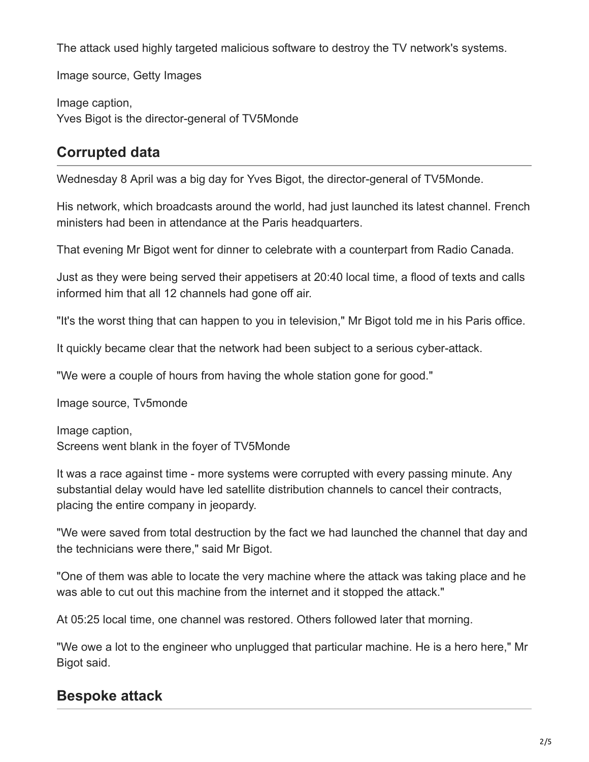The attack used highly targeted malicious software to destroy the TV network's systems.

Image source, Getty Images

Image caption,
Yves Bigot is the director-general of TV5Monde

## Corrupted data

Wednesday 8 April was a big day for Yves Bigot, the director-general of TV5Monde.

His network, which broadcasts around the world, had just launched its latest channel. French ministers had been in attendance at the Paris headquarters.

That evening Mr Bigot went for dinner to celebrate with a counterpart from Radio Canada.

Just as they were being served their appetisers at 20:40 local time, a flood of texts and calls informed him that all 12 channels had gone off air.

"It's the worst thing that can happen to you in television," Mr Bigot told me in his Paris office.

It quickly became clear that the network had been subject to a serious cyber-attack.

"We were a couple of hours from having the whole station gone for good."

Image source, Tv5monde

Image caption,
Screens went blank in the foyer of TV5Monde

It was a race against time - more systems were corrupted with every passing minute. Any substantial delay would have led satellite distribution channels to cancel their contracts, placing the entire company in jeopardy.

"We were saved from total destruction by the fact we had launched the channel that day and the technicians were there," said Mr Bigot.

"One of them was able to locate the very machine where the attack was taking place and he was able to cut out this machine from the internet and it stopped the attack."

At 05:25 local time, one channel was restored. Others followed later that morning.

"We owe a lot to the engineer who unplugged that particular machine. He is a hero here," Mr Bigot said.

## Bespoke attack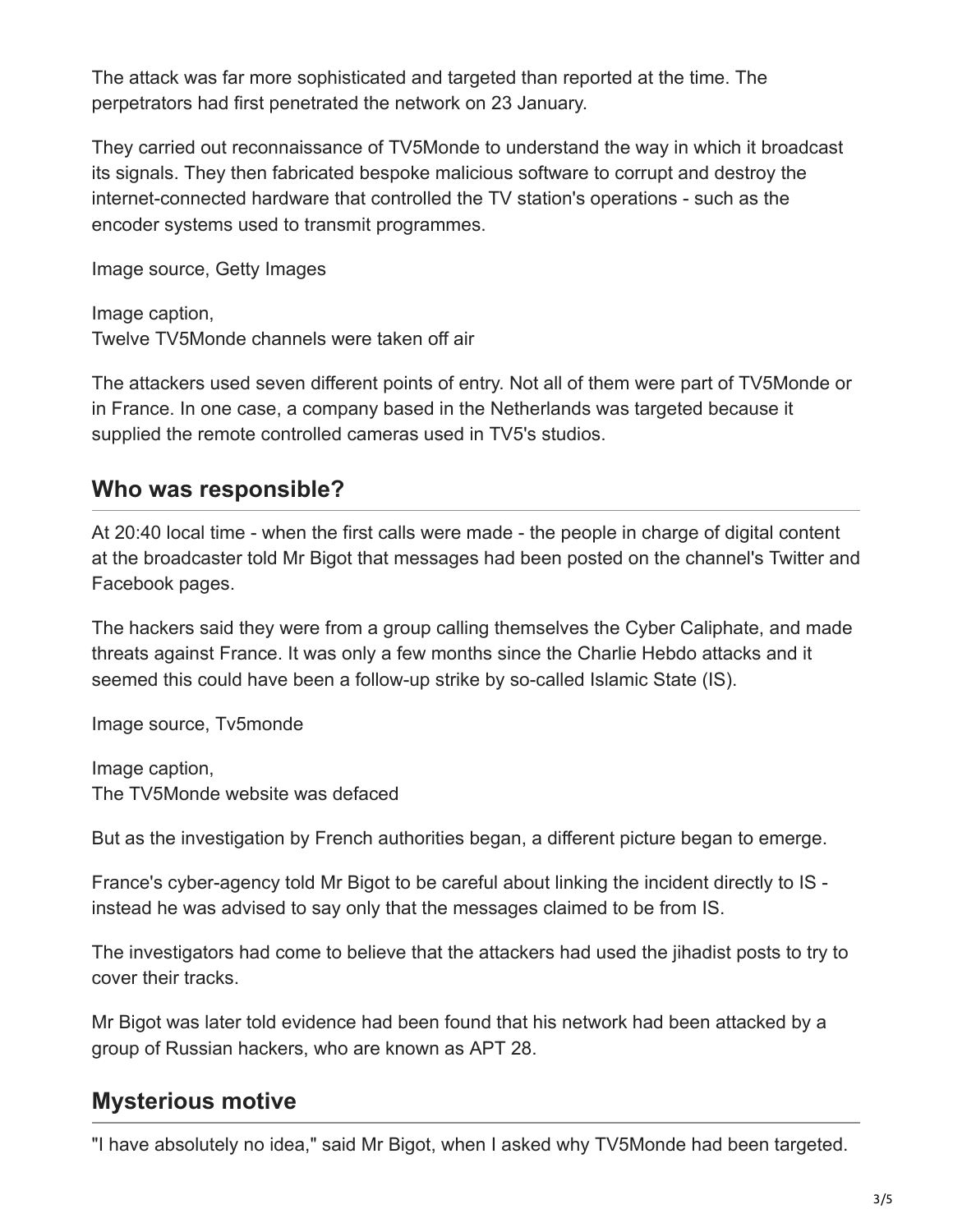The attack was far more sophisticated and targeted than reported at the time. The perpetrators had first penetrated the network on 23 January.

They carried out reconnaissance of TV5Monde to understand the way in which it broadcast its signals. They then fabricated bespoke malicious software to corrupt and destroy the internet-connected hardware that controlled the TV station's operations - such as the encoder systems used to transmit programmes.

Image source, Getty Images

Image caption,
Twelve TV5Monde channels were taken off air

The attackers used seven different points of entry. Not all of them were part of TV5Monde or in France. In one case, a company based in the Netherlands was targeted because it supplied the remote controlled cameras used in TV5's studios.

## Who was responsible?

At 20:40 local time - when the first calls were made - the people in charge of digital content at the broadcaster told Mr Bigot that messages had been posted on the channel's Twitter and Facebook pages.

The hackers said they were from a group calling themselves the Cyber Caliphate, and made threats against France. It was only a few months since the Charlie Hebdo attacks and it seemed this could have been a follow-up strike by so-called Islamic State (IS).

Image source, Tv5monde

Image caption,
The TV5Monde website was defaced

But as the investigation by French authorities began, a different picture began to emerge.

France's cyber-agency told Mr Bigot to be careful about linking the incident directly to IS - instead he was advised to say only that the messages claimed to be from IS.

The investigators had come to believe that the attackers had used the jihadist posts to try to cover their tracks.

Mr Bigot was later told evidence had been found that his network had been attacked by a group of Russian hackers, who are known as APT 28.

## Mysterious motive

"I have absolutely no idea," said Mr Bigot, when I asked why TV5Monde had been targeted.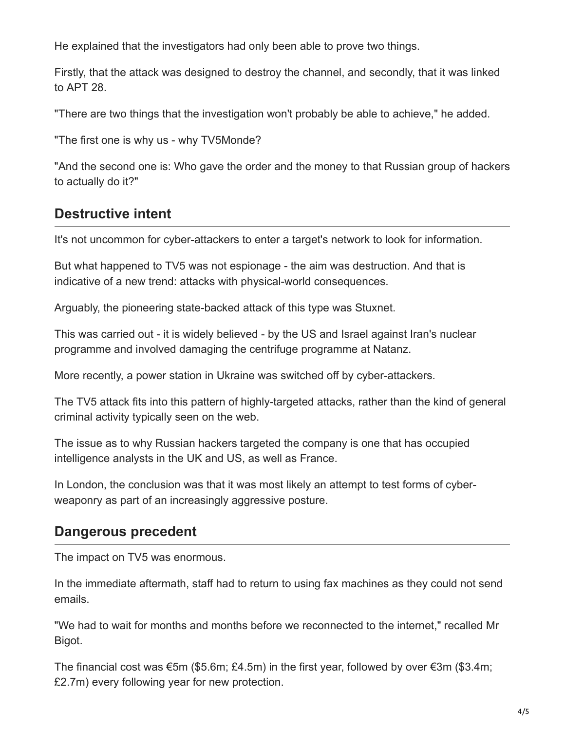He explained that the investigators had only been able to prove two things.

Firstly, that the attack was designed to destroy the channel, and secondly, that it was linked to APT 28.

"There are two things that the investigation won't probably be able to achieve," he added.

"The first one is why us - why TV5Monde?

"And the second one is: Who gave the order and the money to that Russian group of hackers to actually do it?"

## Destructive intent

It's not uncommon for cyber-attackers to enter a target's network to look for information.

But what happened to TV5 was not espionage - the aim was destruction. And that is indicative of a new trend: attacks with physical-world consequences.

Arguably, the pioneering state-backed attack of this type was Stuxnet.

This was carried out - it is widely believed - by the US and Israel against Iran's nuclear programme and involved damaging the centrifuge programme at Natanz.

More recently, a power station in Ukraine was switched off by cyber-attackers.

The TV5 attack fits into this pattern of highly-targeted attacks, rather than the kind of general criminal activity typically seen on the web.

The issue as to why Russian hackers targeted the company is one that has occupied intelligence analysts in the UK and US, as well as France.

In London, the conclusion was that it was most likely an attempt to test forms of cyber-weaponry as part of an increasingly aggressive posture.

## Dangerous precedent

The impact on TV5 was enormous.

In the immediate aftermath, staff had to return to using fax machines as they could not send emails.

"We had to wait for months and months before we reconnected to the internet," recalled Mr Bigot.

The financial cost was €5m ($5.6m; £4.5m) in the first year, followed by over €3m ($3.4m; £2.7m) every following year for new protection.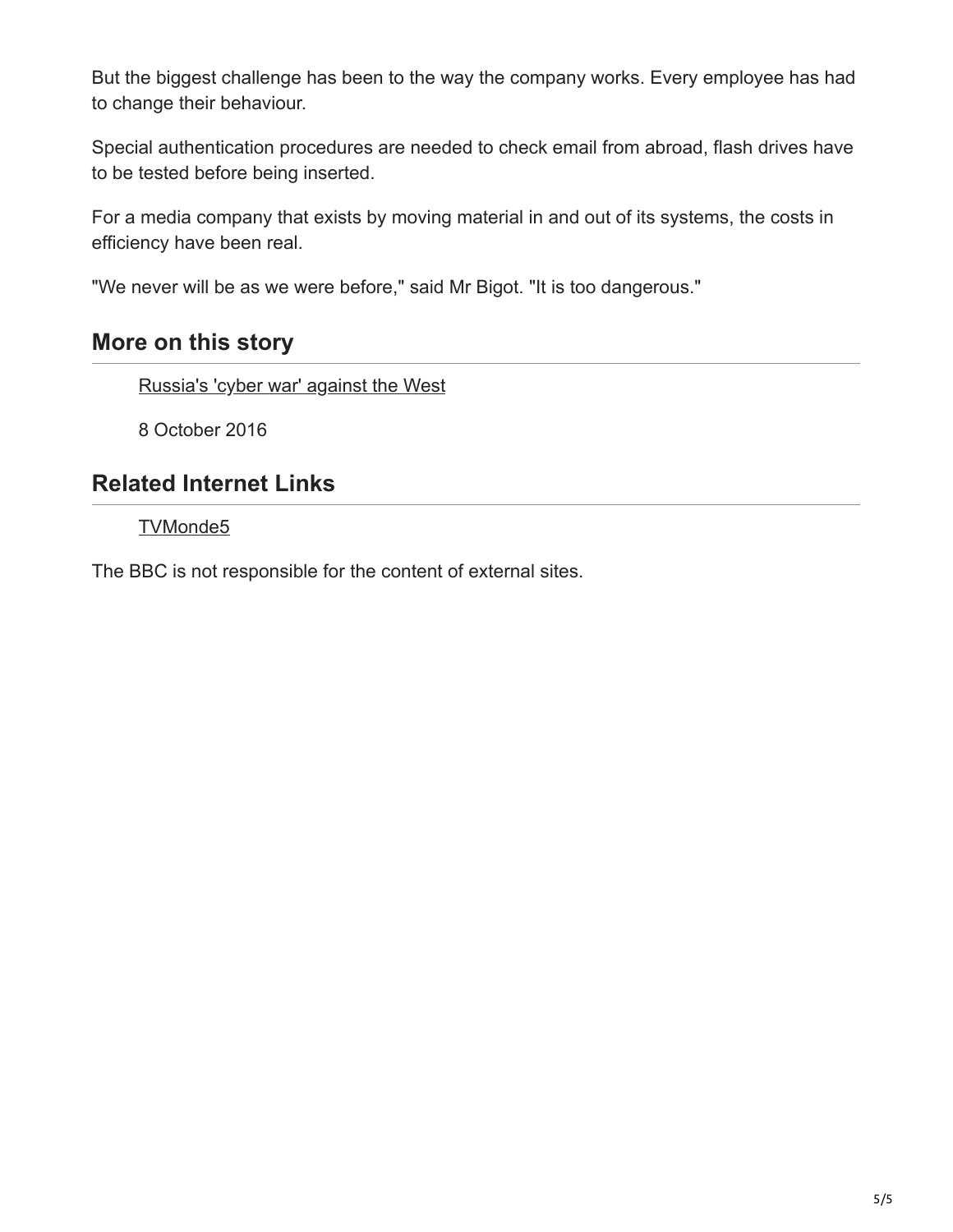But the biggest challenge has been to the way the company works. Every employee has had to change their behaviour.

Special authentication procedures are needed to check email from abroad, flash drives have to be tested before being inserted.

For a media company that exists by moving material in and out of its systems, the costs in efficiency have been real.

"We never will be as we were before," said Mr Bigot. "It is too dangerous."

## More on this story

Russia's 'cyber war' against the West

8 October 2016

## Related Internet Links

TVMonde5

The BBC is not responsible for the content of external sites.